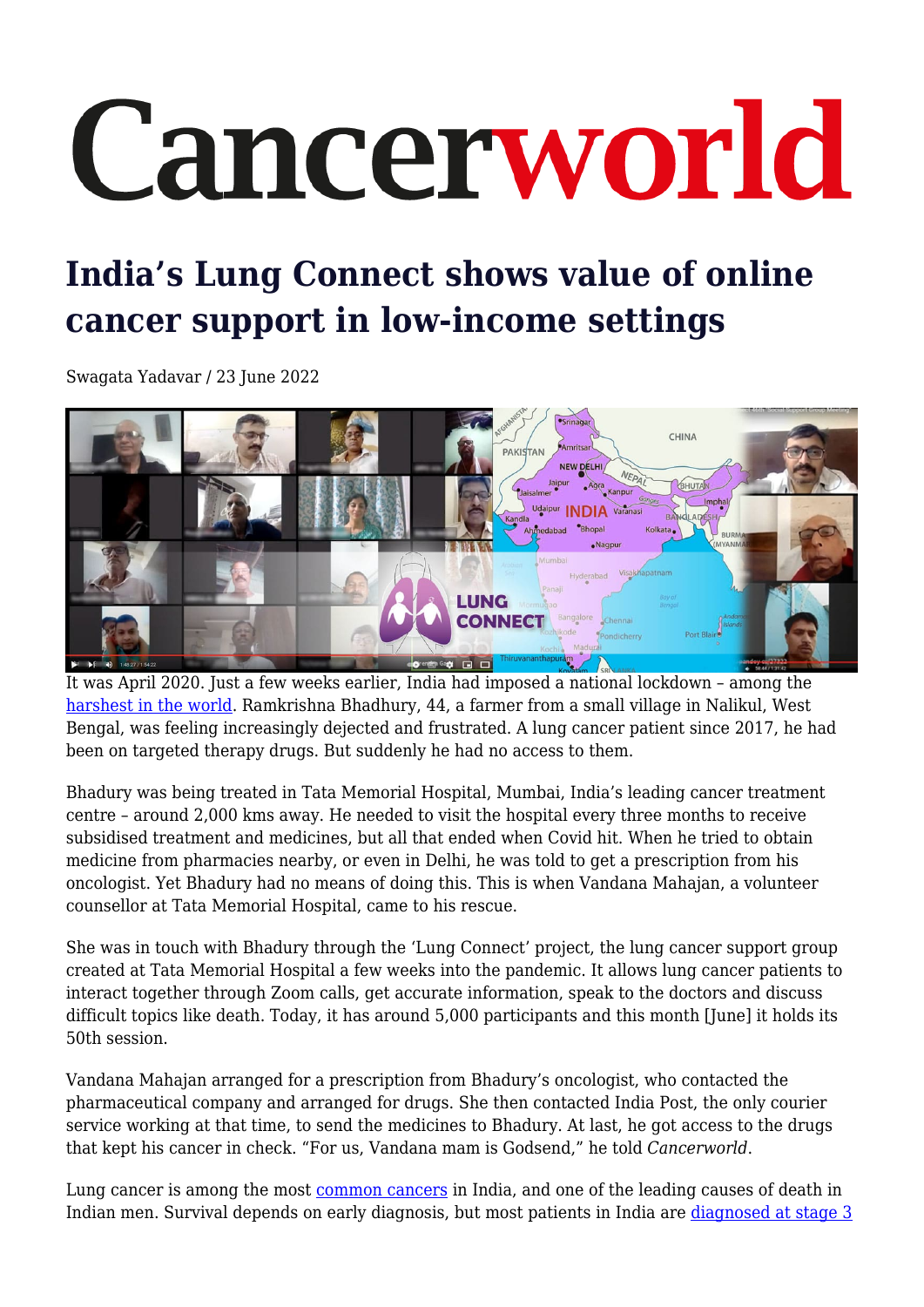# Cancerworld

## India's Lung Connect shows value of online cancer support in low-income settings

Swagata Yadavar / 23 June 2022

It was April 2020. Just a few weeks earlier, India had imposed a national lockdown – among the harshest in the world. Ramkrishna Bhadhury, 44, a farmer from a small village in Nalikul, West Bengal, was feeling increasingly dejected and frustrated. A lung cancer patient since 2017, he had been on targeted therapy drugs. But suddenly he had no access to them.

Bhadury was being treated in Tata Memorial Hospital, Mumbai, India's leading cancer treatment centre – around 2,000 kms away. He needed to visit the hospital every three months to receive subsidised treatment and medicines, but all that ended when Covid hit. When he tried to obtain medicine from pharmacies nearby, or even in Delhi, he was told to get a prescription from his oncologist. Yet Bhadury had no means of doing this. This is when Vandana Mahajan, a volunteer counsellor at Tata Memorial Hospital, came to his rescue.

She was in touch with Bhadury through the 'Lung Connect' project, the lung cancer support group created at Tata Memorial Hospital a few weeks into the pandemic. It allows lung cancer patients to interact together through Zoom calls, get accurate information, speak to the doctors and discuss difficult topics like death. Today, it has around 5,000 participants and this month [June] it holds its 50th session.

Vandana Mahajan arranged for a prescription from Bhadury's oncologist, who contacted the pharmaceutical company and arranged for drugs. She then contacted India Post, the only courier service working at that time, to send the medicines to Bhadury. At last, he got access to the drugs that kept his cancer in check. "For us, Vandana mam is Godsend," he told *Cancerworld*.

Lung cancer is among the most common cancers in India, and one of the leading causes of death in Indian men. Survival depends on early diagnosis, but most patients in India are diagnosed at stage 3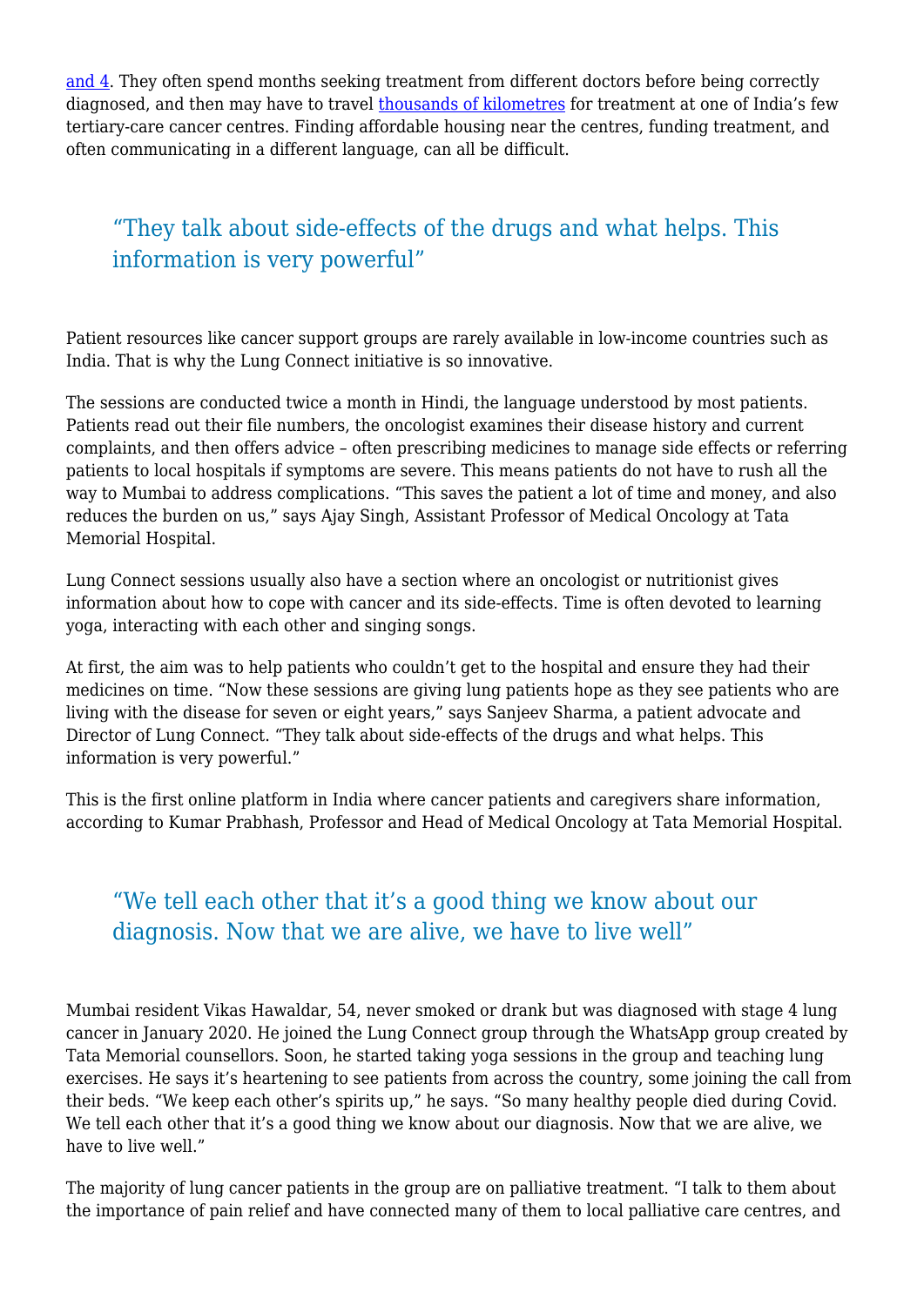and 4. They often spend months seeking treatment from different doctors before being correctly diagnosed, and then may have to travel thousands of kilometres for treatment at one of India's few tertiary-care cancer centres. Finding affordable housing near the centres, funding treatment, and often communicating in a different language, can all be difficult.

> "They talk about side-effects of the drugs and what helps. This information is very powerful"

Patient resources like cancer support groups are rarely available in low-income countries such as India. That is why the Lung Connect initiative is so innovative.

The sessions are conducted twice a month in Hindi, the language understood by most patients. Patients read out their file numbers, the oncologist examines their disease history and current complaints, and then offers advice – often prescribing medicines to manage side effects or referring patients to local hospitals if symptoms are severe. This means patients do not have to rush all the way to Mumbai to address complications. "This saves the patient a lot of time and money, and also reduces the burden on us," says Ajay Singh, Assistant Professor of Medical Oncology at Tata Memorial Hospital.

Lung Connect sessions usually also have a section where an oncologist or nutritionist gives information about how to cope with cancer and its side-effects. Time is often devoted to learning yoga, interacting with each other and singing songs.

At first, the aim was to help patients who couldn't get to the hospital and ensure they had their medicines on time. "Now these sessions are giving lung patients hope as they see patients who are living with the disease for seven or eight years," says Sanjeev Sharma, a patient advocate and Director of Lung Connect. "They talk about side-effects of the drugs and what helps. This information is very powerful."

This is the first online platform in India where cancer patients and caregivers share information, according to Kumar Prabhash, Professor and Head of Medical Oncology at Tata Memorial Hospital.

> "We tell each other that it's a good thing we know about our diagnosis. Now that we are alive, we have to live well"

Mumbai resident Vikas Hawaldar, 54, never smoked or drank but was diagnosed with stage 4 lung cancer in January 2020. He joined the Lung Connect group through the WhatsApp group created by Tata Memorial counsellors. Soon, he started taking yoga sessions in the group and teaching lung exercises. He says it's heartening to see patients from across the country, some joining the call from their beds. "We keep each other's spirits up," he says. "So many healthy people died during Covid. We tell each other that it's a good thing we know about our diagnosis. Now that we are alive, we have to live well."

The majority of lung cancer patients in the group are on palliative treatment. "I talk to them about the importance of pain relief and have connected many of them to local palliative care centres, and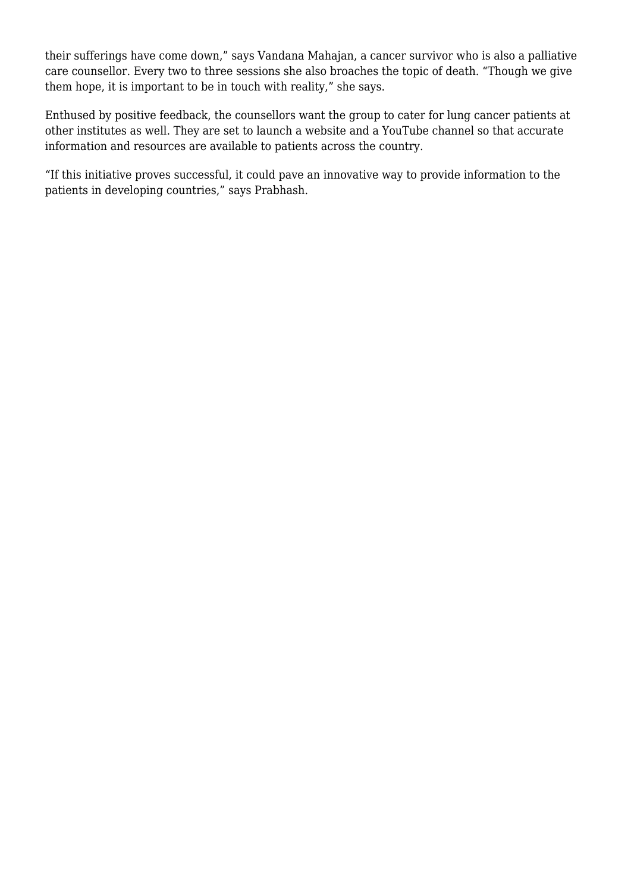their sufferings have come down," says Vandana Mahajan, a cancer survivor who is also a palliative care counsellor. Every two to three sessions she also broaches the topic of death. "Though we give them hope, it is important to be in touch with reality," she says.

Enthused by positive feedback, the counsellors want the group to cater for lung cancer patients at other institutes as well. They are set to launch a website and a YouTube channel so that accurate information and resources are available to patients across the country.

"If this initiative proves successful, it could pave an innovative way to provide information to the patients in developing countries," says Prabhash.